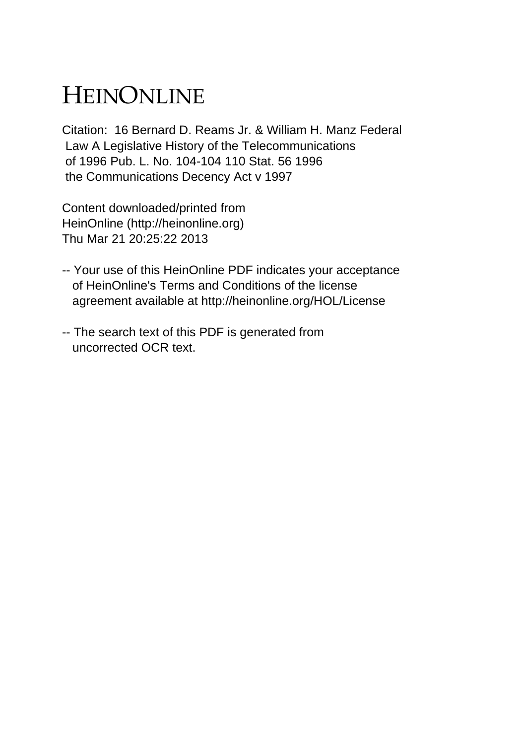# HEINONLINE

Citation: 16 Bernard D. Reams Jr. & William H. Manz Federal Law A Legislative History of the Telecommunications of 1996 Pub. L. No. 104-104 110 Stat. 56 1996 the Communications Decency Act v 1997

Content downloaded/printed from
HeinOnline (http://heinonline.org)
Thu Mar 21 20:25:22 2013

-- Your use of this HeinOnline PDF indicates your acceptance of HeinOnline's Terms and Conditions of the license agreement available at http://heinonline.org/HOL/License

-- The search text of this PDF is generated from uncorrected OCR text.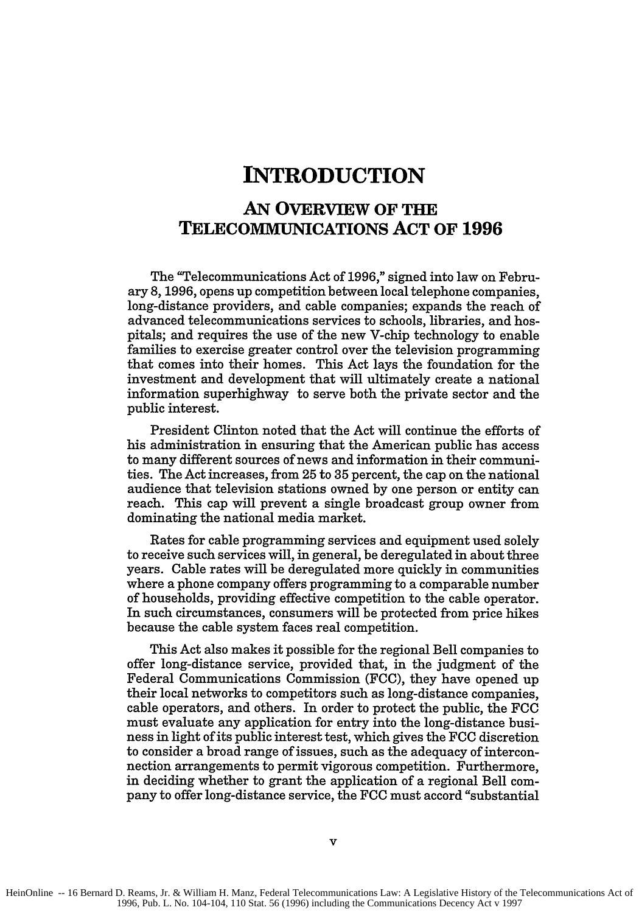# INTRODUCTION

## AN OVERVIEW OF THE TELECOMMUNICATIONS ACT OF 1996

The "Telecommunications Act of 1996," signed into law on February 8, 1996, opens up competition between local telephone companies, long-distance providers, and cable companies; expands the reach of advanced telecommunications services to schools, libraries, and hospitals; and requires the use of the new V-chip technology to enable families to exercise greater control over the television programming that comes into their homes. This Act lays the foundation for the investment and development that will ultimately create a national information superhighway to serve both the private sector and the public interest.

President Clinton noted that the Act will continue the efforts of his administration in ensuring that the American public has access to many different sources of news and information in their communities. The Act increases, from 25 to 35 percent, the cap on the national audience that television stations owned by one person or entity can reach. This cap will prevent a single broadcast group owner from dominating the national media market.

Rates for cable programming services and equipment used solely to receive such services will, in general, be deregulated in about three years. Cable rates will be deregulated more quickly in communities where a phone company offers programming to a comparable number of households, providing effective competition to the cable operator. In such circumstances, consumers will be protected from price hikes because the cable system faces real competition.

This Act also makes it possible for the regional Bell companies to offer long-distance service, provided that, in the judgment of the Federal Communications Commission (FCC), they have opened up their local networks to competitors such as long-distance companies, cable operators, and others. In order to protect the public, the FCC must evaluate any application for entry into the long-distance business in light of its public interest test, which gives the FCC discretion to consider a broad range of issues, such as the adequacy of interconnection arrangements to permit vigorous competition. Furthermore, in deciding whether to grant the application of a regional Bell company to offer long-distance service, the FCC must accord "substantial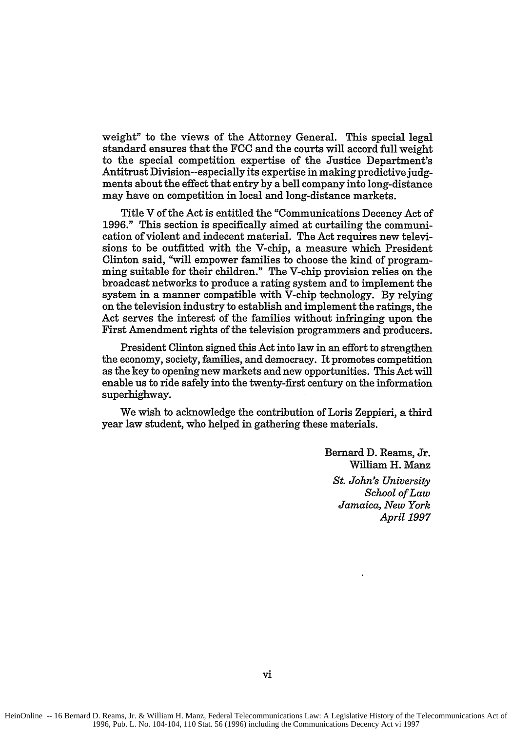weight" to the views of the Attorney General. This special legal standard ensures that the FCC and the courts will accord full weight to the special competition expertise of the Justice Department's Antitrust Division--especially its expertise in making predictive judgments about the effect that entry by a bell company into long-distance may have on competition in local and long-distance markets.

Title V of the Act is entitled the "Communications Decency Act of 1996." This section is specifically aimed at curtailing the communication of violent and indecent material. The Act requires new televisions to be outfitted with the V-chip, a measure which President Clinton said, "will empower families to choose the kind of programming suitable for their children." The V-chip provision relies on the broadcast networks to produce a rating system and to implement the system in a manner compatible with V-chip technology. By relying on the television industry to establish and implement the ratings, the Act serves the interest of the families without infringing upon the First Amendment rights of the television programmers and producers.

President Clinton signed this Act into law in an effort to strengthen the economy, society, families, and democracy. It promotes competition as the key to opening new markets and new opportunities. This Act will enable us to ride safely into the twenty-first century on the information superhighway.

We wish to acknowledge the contribution of Loris Zeppieri, a third year law student, who helped in gathering these materials.

Bernard D. Reams, Jr.
William H. Manz
*St. John's University*
*School of Law*
*Jamaica, New York*
*April 1997*